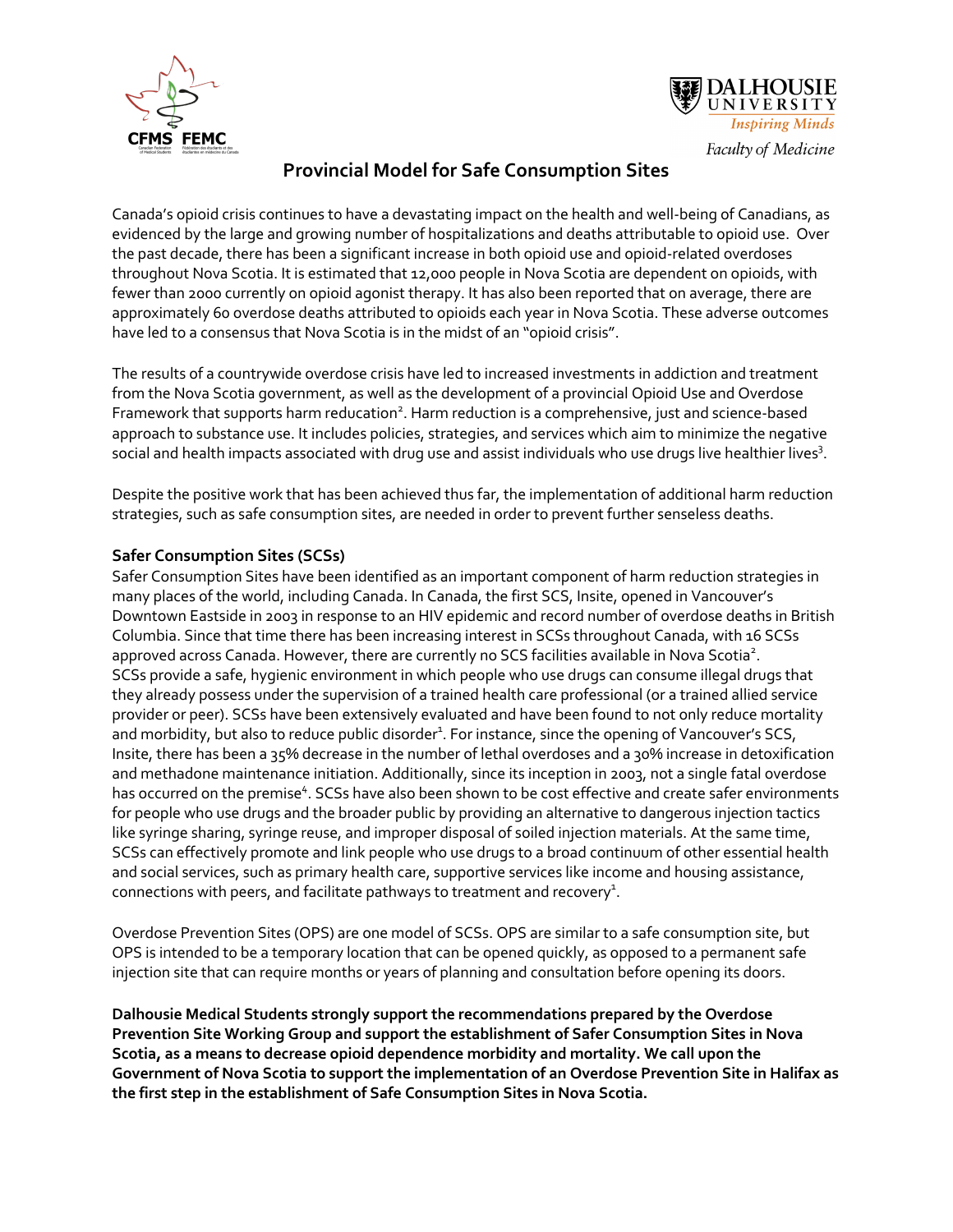# Provincial Model for Safe Consumption Sites

Canada's opioid crisis continues to have a devastating impact on the health and well-being of Canadians, as evidenced by the large and growing number of hospitalizations and deaths attributable to opioid use. Over the past decade, there has been a significant increase in both opioid use and opioid-related overdoses throughout Nova Scotia. It is estimated that 12,000 people in Nova Scotia are dependent on opioids, with fewer than 2000 currently on opioid agonist therapy. It has also been reported that on average, there are approximately 60 overdose deaths attributed to opioids each year in Nova Scotia. These adverse outcomes have led to a consensus that Nova Scotia is in the midst of an "opioid crisis".

The results of a countrywide overdose crisis have led to increased investments in addiction and treatment from the Nova Scotia government, as well as the development of a provincial Opioid Use and Overdose Framework that supports harm reducation[2]. Harm reduction is a comprehensive, just and science-based approach to substance use. It includes policies, strategies, and services which aim to minimize the negative social and health impacts associated with drug use and assist individuals who use drugs live healthier lives[3].

Despite the positive work that has been achieved thus far, the implementation of additional harm reduction strategies, such as safe consumption sites, are needed in order to prevent further senseless deaths.

### Safer Consumption Sites (SCSs)

Safer Consumption Sites have been identified as an important component of harm reduction strategies in many places of the world, including Canada. In Canada, the first SCS, Insite, opened in Vancouver's Downtown Eastside in 2003 in response to an HIV epidemic and record number of overdose deaths in British Columbia. Since that time there has been increasing interest in SCSs throughout Canada, with 16 SCSs approved across Canada. However, there are currently no SCS facilities available in Nova Scotia[2]. SCSs provide a safe, hygienic environment in which people who use drugs can consume illegal drugs that they already possess under the supervision of a trained health care professional (or a trained allied service provider or peer). SCSs have been extensively evaluated and have been found to not only reduce mortality and morbidity, but also to reduce public disorder[1]. For instance, since the opening of Vancouver's SCS, Insite, there has been a 35% decrease in the number of lethal overdoses and a 30% increase in detoxification and methadone maintenance initiation. Additionally, since its inception in 2003, not a single fatal overdose has occurred on the premise[4]. SCSs have also been shown to be cost effective and create safer environments for people who use drugs and the broader public by providing an alternative to dangerous injection tactics like syringe sharing, syringe reuse, and improper disposal of soiled injection materials. At the same time, SCSs can effectively promote and link people who use drugs to a broad continuum of other essential health and social services, such as primary health care, supportive services like income and housing assistance, connections with peers, and facilitate pathways to treatment and recovery[1].

Overdose Prevention Sites (OPS) are one model of SCSs. OPS are similar to a safe consumption site, but OPS is intended to be a temporary location that can be opened quickly, as opposed to a permanent safe injection site that can require months or years of planning and consultation before opening its doors.

**Dalhousie Medical Students strongly support the recommendations prepared by the Overdose Prevention Site Working Group and support the establishment of Safer Consumption Sites in Nova Scotia, as a means to decrease opioid dependence morbidity and mortality. We call upon the Government of Nova Scotia to support the implementation of an Overdose Prevention Site in Halifax as the first step in the establishment of Safe Consumption Sites in Nova Scotia.**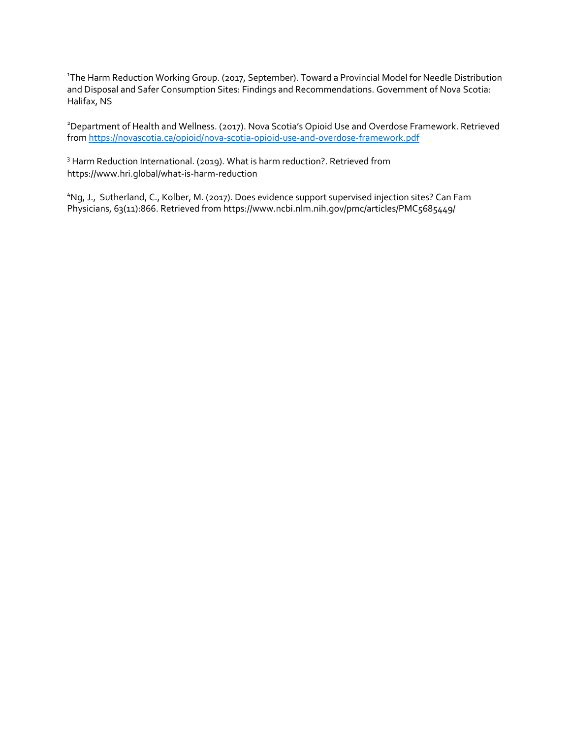[1]The Harm Reduction Working Group. (2017, September). Toward a Provincial Model for Needle Distribution and Disposal and Safer Consumption Sites: Findings and Recommendations. Government of Nova Scotia: Halifax, NS

[2]Department of Health and Wellness. (2017). Nova Scotia's Opioid Use and Overdose Framework. Retrieved from https://novascotia.ca/opioid/nova-scotia-opioid-use-and-overdose-framework.pdf

[3] Harm Reduction International. (2019). What is harm reduction?. Retrieved from https://www.hri.global/what-is-harm-reduction

[4]Ng, J., Sutherland, C., Kolber, M. (2017). Does evidence support supervised injection sites? Can Fam Physicians, 63(11):866. Retrieved from https://www.ncbi.nlm.nih.gov/pmc/articles/PMC5685449/